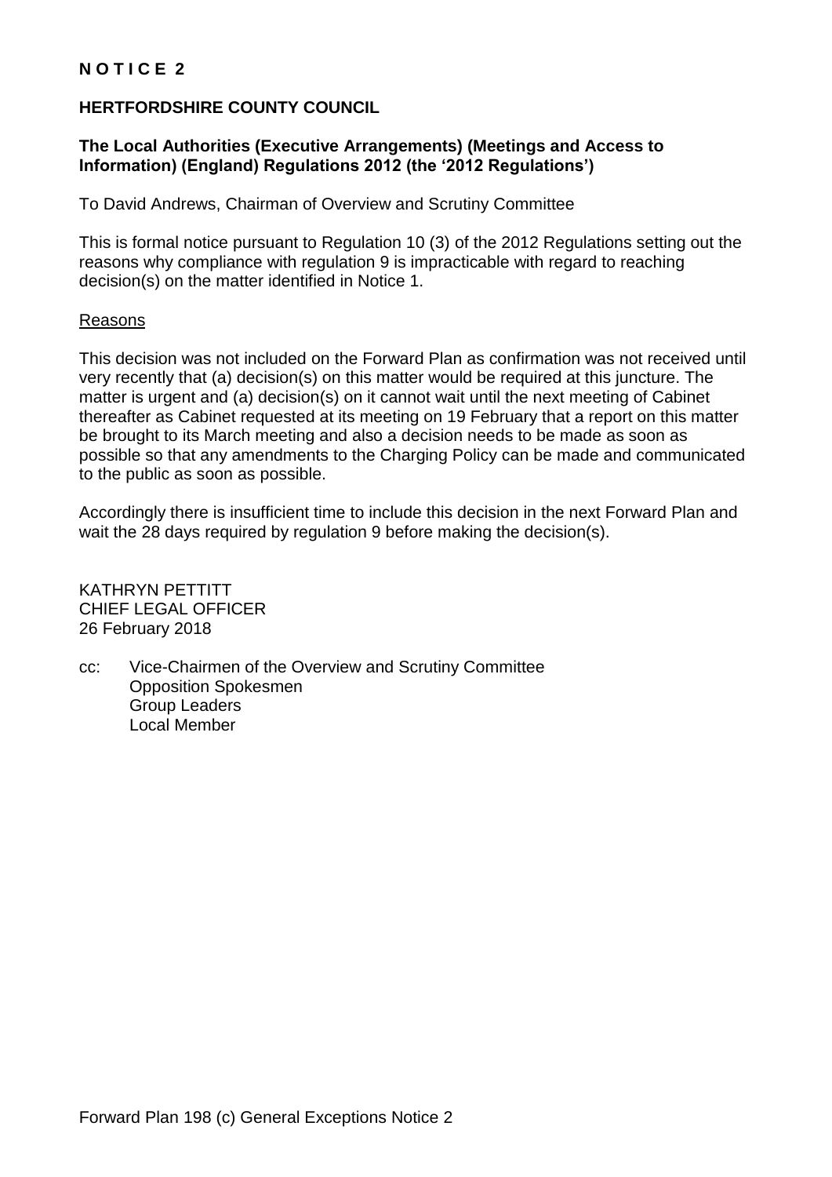**N O T I C E 2**

**HERTFORDSHIRE COUNTY COUNCIL**

**The Local Authorities (Executive Arrangements) (Meetings and Access to Information) (England) Regulations 2012 (the '2012 Regulations')**

To David Andrews, Chairman of Overview and Scrutiny Committee

This is formal notice pursuant to Regulation 10 (3) of the 2012 Regulations setting out the reasons why compliance with regulation 9 is impracticable with regard to reaching decision(s) on the matter identified in Notice 1.

Reasons

This decision was not included on the Forward Plan as confirmation was not received until very recently that (a) decision(s) on this matter would be required at this juncture. The matter is urgent and (a) decision(s) on it cannot wait until the next meeting of Cabinet thereafter as Cabinet requested at its meeting on 19 February that a report on this matter be brought to its March meeting and also a decision needs to be made as soon as possible so that any amendments to the Charging Policy can be made and communicated to the public as soon as possible.

Accordingly there is insufficient time to include this decision in the next Forward Plan and wait the 28 days required by regulation 9 before making the decision(s).

KATHRYN PETTITT
CHIEF LEGAL OFFICER
26 February 2018

cc: Vice-Chairmen of the Overview and Scrutiny Committee
Opposition Spokesmen
Group Leaders
Local Member

Forward Plan 198 (c) General Exceptions Notice 2